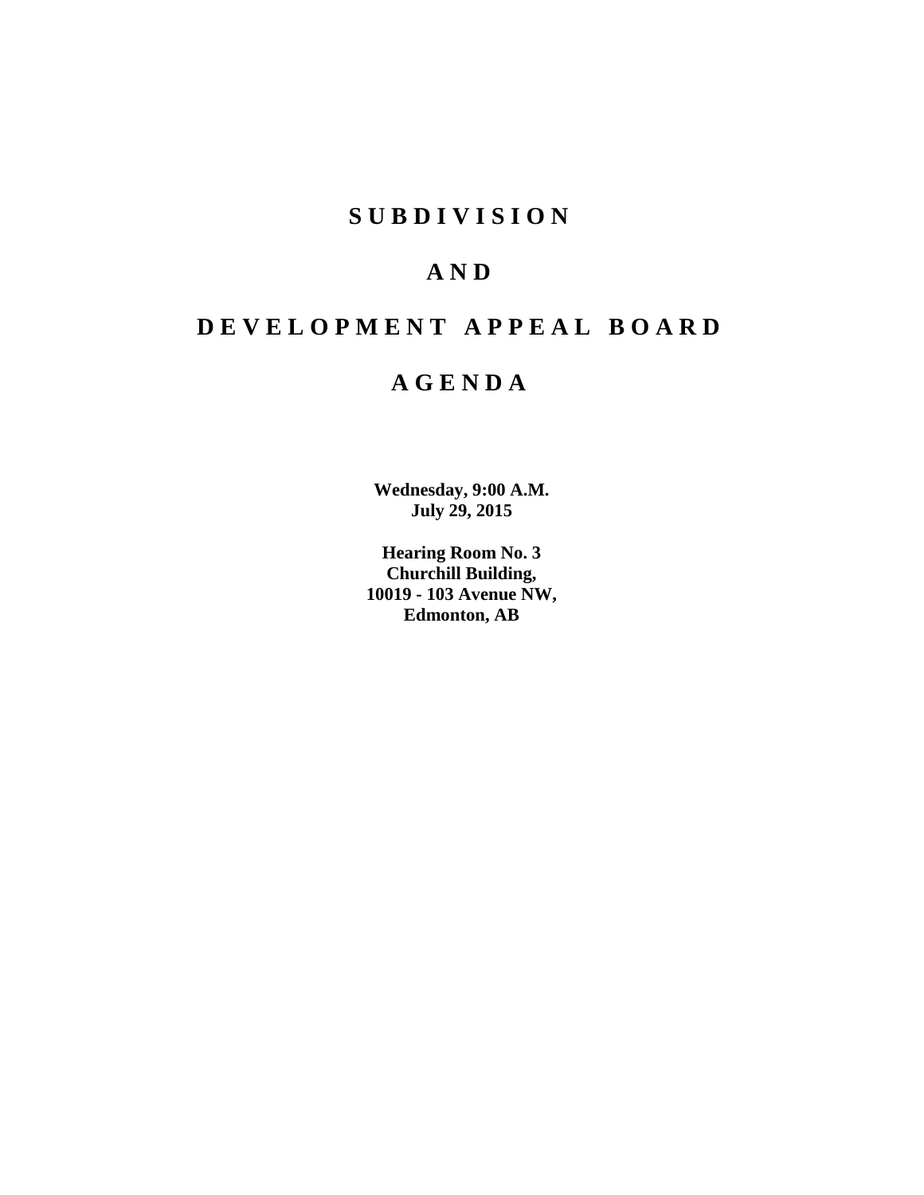# SUBDIVISION

# AND

# DEVELOPMENT APPEAL BOARD

# AGENDA

**Wednesday, 9:00 A.M.**
**July 29, 2015**

**Hearing Room No. 3**
**Churchill Building,**
**10019 - 103 Avenue NW,**
**Edmonton, AB**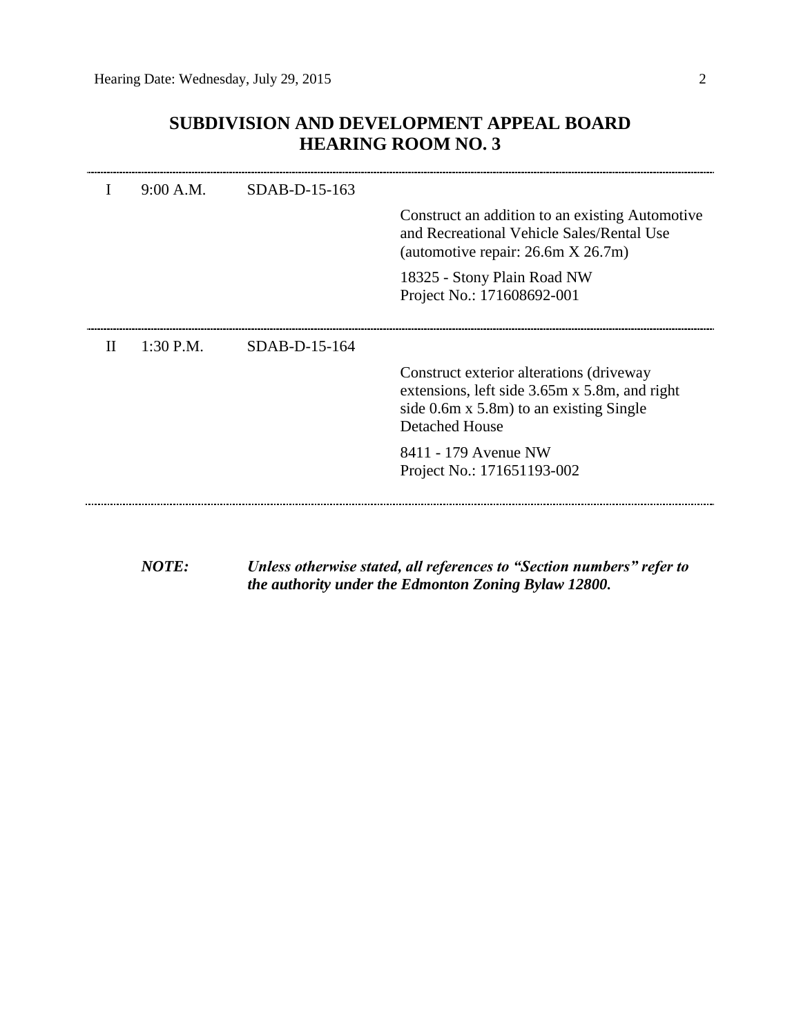## SUBDIVISION AND DEVELOPMENT APPEAL BOARD
## HEARING ROOM NO. 3

| | | | |
|---|---|---|---|
| I | 9:00 A.M. | SDAB-D-15-163 | Construct an addition to an existing Automotive and Recreational Vehicle Sales/Rental Use (automotive repair: 26.6m X 26.7m)<br><br>18325 - Stony Plain Road NW<br>Project No.: 171608692-001 |
| II | 1:30 P.M. | SDAB-D-15-164 | Construct exterior alterations (driveway extensions, left side 3.65m x 5.8m, and right side 0.6m x 5.8m) to an existing Single Detached House<br><br>8411 - 179 Avenue NW<br>Project No.: 171651193-002 |

***NOTE:*** ***Unless otherwise stated, all references to "Section numbers" refer to the authority under the Edmonton Zoning Bylaw 12800.***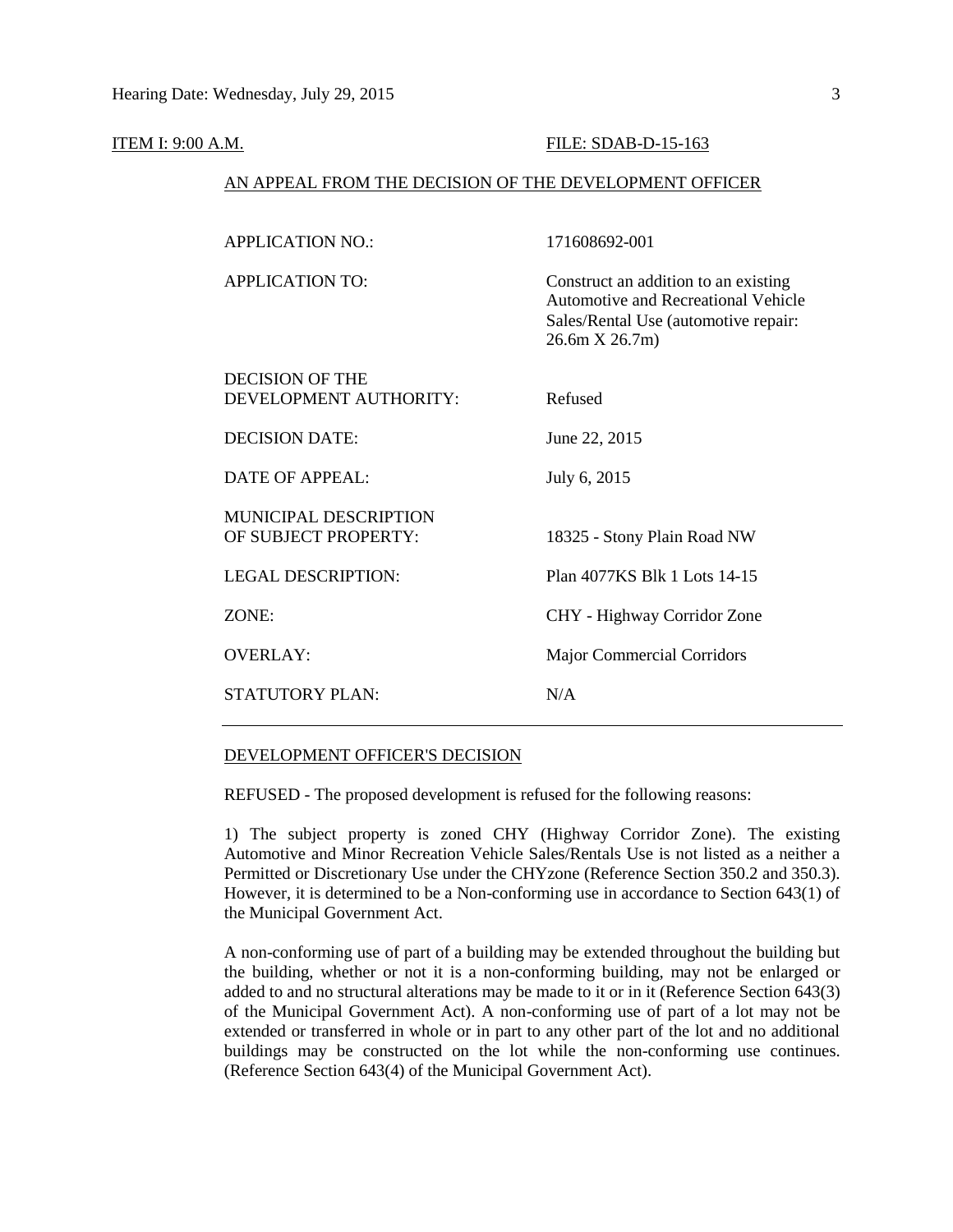ITEM I: 9:00 A.M. FILE: SDAB-D-15-163

AN APPEAL FROM THE DECISION OF THE DEVELOPMENT OFFICER

| | |
|---|---|
| APPLICATION NO.: | 171608692-001 |
| APPLICATION TO: | Construct an addition to an existing Automotive and Recreational Vehicle Sales/Rental Use (automotive repair: 26.6m X 26.7m) |
| DECISION OF THE DEVELOPMENT AUTHORITY: | Refused |
| DECISION DATE: | June 22, 2015 |
| DATE OF APPEAL: | July 6, 2015 |
| MUNICIPAL DESCRIPTION OF SUBJECT PROPERTY: | 18325 - Stony Plain Road NW |
| LEGAL DESCRIPTION: | Plan 4077KS Blk 1 Lots 14-15 |
| ZONE: | CHY - Highway Corridor Zone |
| OVERLAY: | Major Commercial Corridors |
| STATUTORY PLAN: | N/A |

---

DEVELOPMENT OFFICER'S DECISION

REFUSED - The proposed development is refused for the following reasons:

1) The subject property is zoned CHY (Highway Corridor Zone). The existing Automotive and Minor Recreation Vehicle Sales/Rentals Use is not listed as a neither a Permitted or Discretionary Use under the CHYzone (Reference Section 350.2 and 350.3). However, it is determined to be a Non-conforming use in accordance to Section 643(1) of the Municipal Government Act.

A non-conforming use of part of a building may be extended throughout the building but the building, whether or not it is a non-conforming building, may not be enlarged or added to and no structural alterations may be made to it or in it (Reference Section 643(3) of the Municipal Government Act). A non-conforming use of part of a lot may not be extended or transferred in whole or in part to any other part of the lot and no additional buildings may be constructed on the lot while the non-conforming use continues. (Reference Section 643(4) of the Municipal Government Act).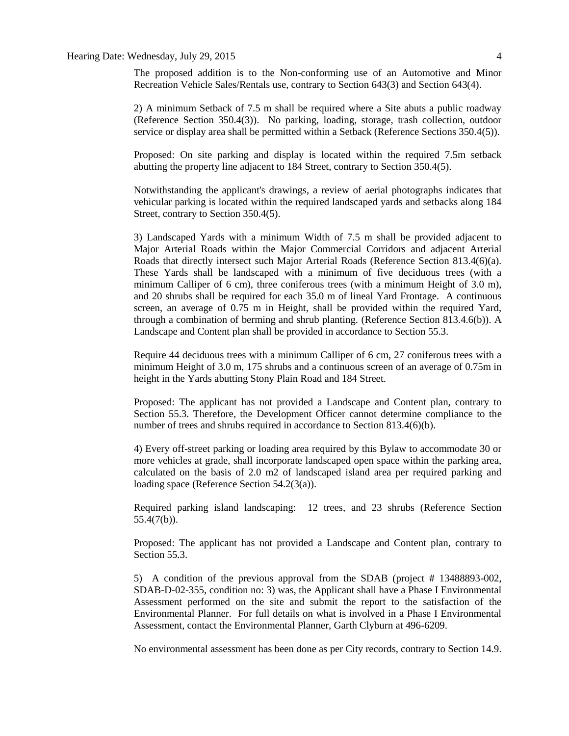The proposed addition is to the Non-conforming use of an Automotive and Minor Recreation Vehicle Sales/Rentals use, contrary to Section 643(3) and Section 643(4).

2) A minimum Setback of 7.5 m shall be required where a Site abuts a public roadway (Reference Section 350.4(3)). No parking, loading, storage, trash collection, outdoor service or display area shall be permitted within a Setback (Reference Sections 350.4(5)).

Proposed: On site parking and display is located within the required 7.5m setback abutting the property line adjacent to 184 Street, contrary to Section 350.4(5).

Notwithstanding the applicant's drawings, a review of aerial photographs indicates that vehicular parking is located within the required landscaped yards and setbacks along 184 Street, contrary to Section 350.4(5).

3) Landscaped Yards with a minimum Width of 7.5 m shall be provided adjacent to Major Arterial Roads within the Major Commercial Corridors and adjacent Arterial Roads that directly intersect such Major Arterial Roads (Reference Section 813.4(6)(a). These Yards shall be landscaped with a minimum of five deciduous trees (with a minimum Calliper of 6 cm), three coniferous trees (with a minimum Height of 3.0 m), and 20 shrubs shall be required for each 35.0 m of lineal Yard Frontage. A continuous screen, an average of 0.75 m in Height, shall be provided within the required Yard, through a combination of berming and shrub planting. (Reference Section 813.4.6(b)). A Landscape and Content plan shall be provided in accordance to Section 55.3.

Require 44 deciduous trees with a minimum Calliper of 6 cm, 27 coniferous trees with a minimum Height of 3.0 m, 175 shrubs and a continuous screen of an average of 0.75m in height in the Yards abutting Stony Plain Road and 184 Street.

Proposed: The applicant has not provided a Landscape and Content plan, contrary to Section 55.3. Therefore, the Development Officer cannot determine compliance to the number of trees and shrubs required in accordance to Section 813.4(6)(b).

4) Every off-street parking or loading area required by this Bylaw to accommodate 30 or more vehicles at grade, shall incorporate landscaped open space within the parking area, calculated on the basis of 2.0 m2 of landscaped island area per required parking and loading space (Reference Section 54.2(3(a)).

Required parking island landscaping: 12 trees, and 23 shrubs (Reference Section 55.4(7(b)).

Proposed: The applicant has not provided a Landscape and Content plan, contrary to Section 55.3.

5) A condition of the previous approval from the SDAB (project # 13488893-002, SDAB-D-02-355, condition no: 3) was, the Applicant shall have a Phase I Environmental Assessment performed on the site and submit the report to the satisfaction of the Environmental Planner. For full details on what is involved in a Phase I Environmental Assessment, contact the Environmental Planner, Garth Clyburn at 496-6209.

No environmental assessment has been done as per City records, contrary to Section 14.9.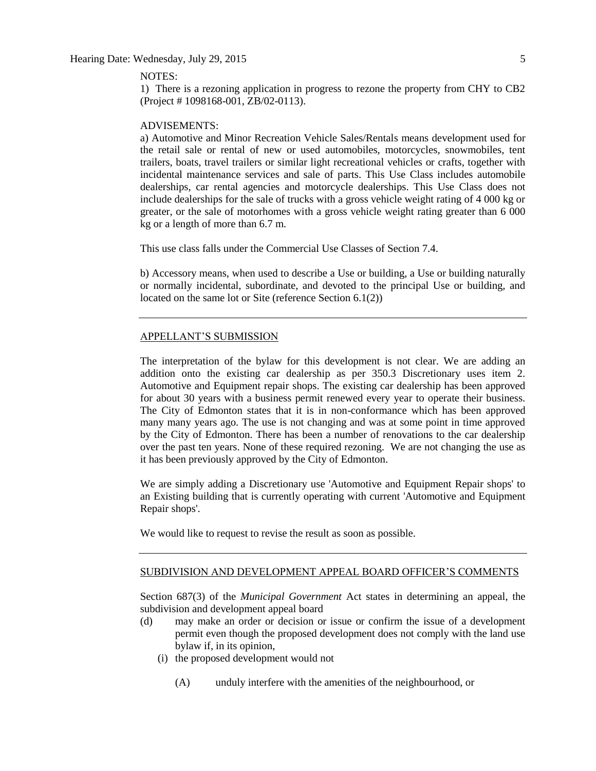NOTES:

1) There is a rezoning application in progress to rezone the property from CHY to CB2 (Project # 1098168-001, ZB/02-0113).

ADVISEMENTS:

a) Automotive and Minor Recreation Vehicle Sales/Rentals means development used for the retail sale or rental of new or used automobiles, motorcycles, snowmobiles, tent trailers, boats, travel trailers or similar light recreational vehicles or crafts, together with incidental maintenance services and sale of parts. This Use Class includes automobile dealerships, car rental agencies and motorcycle dealerships. This Use Class does not include dealerships for the sale of trucks with a gross vehicle weight rating of 4 000 kg or greater, or the sale of motorhomes with a gross vehicle weight rating greater than 6 000 kg or a length of more than 6.7 m.

This use class falls under the Commercial Use Classes of Section 7.4.

b) Accessory means, when used to describe a Use or building, a Use or building naturally or normally incidental, subordinate, and devoted to the principal Use or building, and located on the same lot or Site (reference Section 6.1(2))

---

## APPELLANT'S SUBMISSION

The interpretation of the bylaw for this development is not clear. We are adding an addition onto the existing car dealership as per 350.3 Discretionary uses item 2. Automotive and Equipment repair shops. The existing car dealership has been approved for about 30 years with a business permit renewed every year to operate their business. The City of Edmonton states that it is in non-conformance which has been approved many many years ago. The use is not changing and was at some point in time approved by the City of Edmonton. There has been a number of renovations to the car dealership over the past ten years. None of these required rezoning. We are not changing the use as it has been previously approved by the City of Edmonton.

We are simply adding a Discretionary use 'Automotive and Equipment Repair shops' to an Existing building that is currently operating with current 'Automotive and Equipment Repair shops'.

We would like to request to revise the result as soon as possible.

---

## SUBDIVISION AND DEVELOPMENT APPEAL BOARD OFFICER'S COMMENTS

Section 687(3) of the *Municipal Government* Act states in determining an appeal, the subdivision and development appeal board

(d) may make an order or decision or issue or confirm the issue of a development permit even though the proposed development does not comply with the land use bylaw if, in its opinion,

  (i) the proposed development would not

    (A) unduly interfere with the amenities of the neighbourhood, or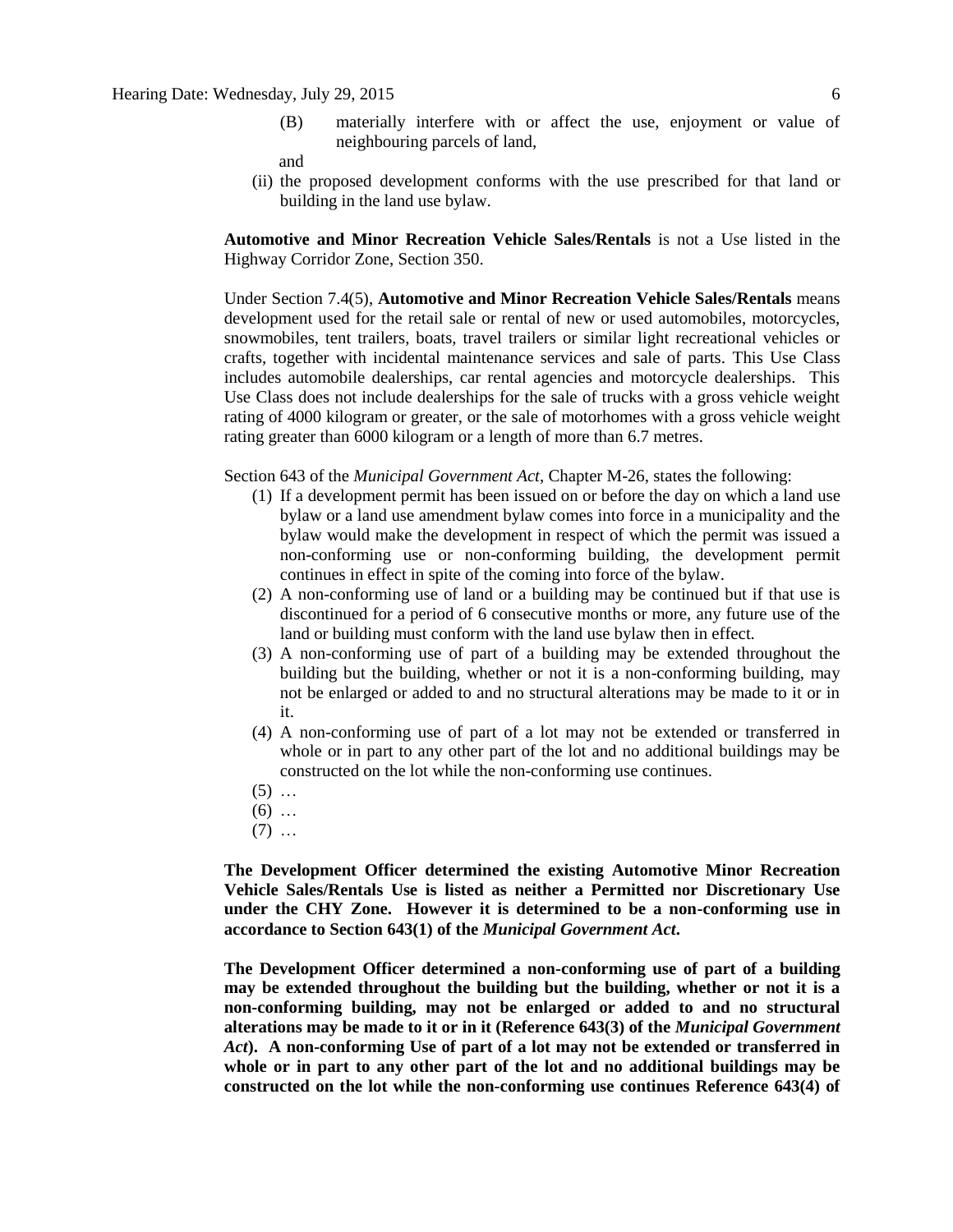(B) materially interfere with or affect the use, enjoyment or value of neighbouring parcels of land,

and

(ii) the proposed development conforms with the use prescribed for that land or building in the land use bylaw.

**Automotive and Minor Recreation Vehicle Sales/Rentals** is not a Use listed in the Highway Corridor Zone, Section 350.

Under Section 7.4(5), **Automotive and Minor Recreation Vehicle Sales/Rentals** means development used for the retail sale or rental of new or used automobiles, motorcycles, snowmobiles, tent trailers, boats, travel trailers or similar light recreational vehicles or crafts, together with incidental maintenance services and sale of parts. This Use Class includes automobile dealerships, car rental agencies and motorcycle dealerships. This Use Class does not include dealerships for the sale of trucks with a gross vehicle weight rating of 4000 kilogram or greater, or the sale of motorhomes with a gross vehicle weight rating greater than 6000 kilogram or a length of more than 6.7 metres.

Section 643 of the *Municipal Government Act*, Chapter M-26, states the following:

(1) If a development permit has been issued on or before the day on which a land use bylaw or a land use amendment bylaw comes into force in a municipality and the bylaw would make the development in respect of which the permit was issued a non-conforming use or non-conforming building, the development permit continues in effect in spite of the coming into force of the bylaw.

(2) A non-conforming use of land or a building may be continued but if that use is discontinued for a period of 6 consecutive months or more, any future use of the land or building must conform with the land use bylaw then in effect.

(3) A non-conforming use of part of a building may be extended throughout the building but the building, whether or not it is a non-conforming building, may not be enlarged or added to and no structural alterations may be made to it or in it.

(4) A non-conforming use of part of a lot may not be extended or transferred in whole or in part to any other part of the lot and no additional buildings may be constructed on the lot while the non-conforming use continues.

(5) …

(6) …

(7) …

**The Development Officer determined the existing Automotive Minor Recreation Vehicle Sales/Rentals Use is listed as neither a Permitted nor Discretionary Use under the CHY Zone. However it is determined to be a non-conforming use in accordance to Section 643(1) of the *Municipal Government Act*.**

**The Development Officer determined a non-conforming use of part of a building may be extended throughout the building but the building, whether or not it is a non-conforming building, may not be enlarged or added to and no structural alterations may be made to it or in it (Reference 643(3) of the *Municipal Government Act*). A non-conforming Use of part of a lot may not be extended or transferred in whole or in part to any other part of the lot and no additional buildings may be constructed on the lot while the non-conforming use continues Reference 643(4) of**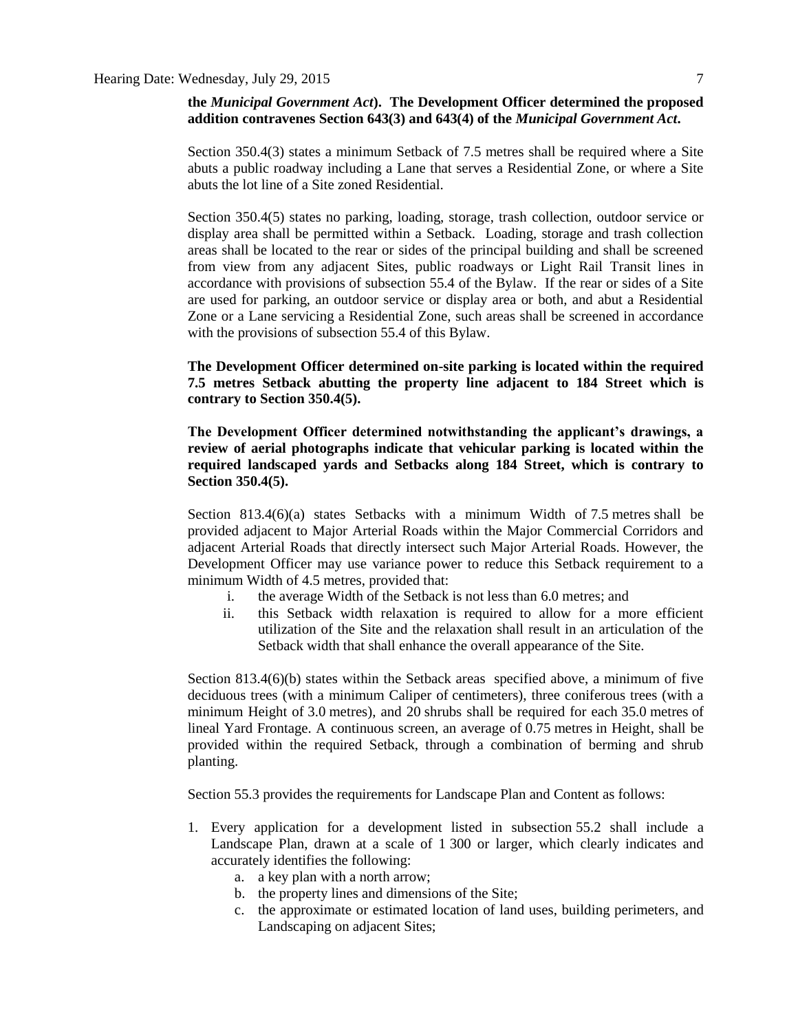**the *Municipal Government Act*). The Development Officer determined the proposed addition contravenes Section 643(3) and 643(4) of the *Municipal Government Act*.**

Section 350.4(3) states a minimum Setback of 7.5 metres shall be required where a Site abuts a public roadway including a Lane that serves a Residential Zone, or where a Site abuts the lot line of a Site zoned Residential.

Section 350.4(5) states no parking, loading, storage, trash collection, outdoor service or display area shall be permitted within a Setback. Loading, storage and trash collection areas shall be located to the rear or sides of the principal building and shall be screened from view from any adjacent Sites, public roadways or Light Rail Transit lines in accordance with provisions of subsection 55.4 of the Bylaw. If the rear or sides of a Site are used for parking, an outdoor service or display area or both, and abut a Residential Zone or a Lane servicing a Residential Zone, such areas shall be screened in accordance with the provisions of subsection 55.4 of this Bylaw.

**The Development Officer determined on-site parking is located within the required 7.5 metres Setback abutting the property line adjacent to 184 Street which is contrary to Section 350.4(5).**

**The Development Officer determined notwithstanding the applicant's drawings, a review of aerial photographs indicate that vehicular parking is located within the required landscaped yards and Setbacks along 184 Street, which is contrary to Section 350.4(5).**

Section 813.4(6)(a) states Setbacks with a minimum Width of 7.5 metres shall be provided adjacent to Major Arterial Roads within the Major Commercial Corridors and adjacent Arterial Roads that directly intersect such Major Arterial Roads. However, the Development Officer may use variance power to reduce this Setback requirement to a minimum Width of 4.5 metres, provided that:

i. the average Width of the Setback is not less than 6.0 metres; and
ii. this Setback width relaxation is required to allow for a more efficient utilization of the Site and the relaxation shall result in an articulation of the Setback width that shall enhance the overall appearance of the Site.

Section 813.4(6)(b) states within the Setback areas specified above, a minimum of five deciduous trees (with a minimum Caliper of centimeters), three coniferous trees (with a minimum Height of 3.0 metres), and 20 shrubs shall be required for each 35.0 metres of lineal Yard Frontage. A continuous screen, an average of 0.75 metres in Height, shall be provided within the required Setback, through a combination of berming and shrub planting.

Section 55.3 provides the requirements for Landscape Plan and Content as follows:

1. Every application for a development listed in subsection 55.2 shall include a Landscape Plan, drawn at a scale of 1 300 or larger, which clearly indicates and accurately identifies the following:
    a. a key plan with a north arrow;
    b. the property lines and dimensions of the Site;
    c. the approximate or estimated location of land uses, building perimeters, and Landscaping on adjacent Sites;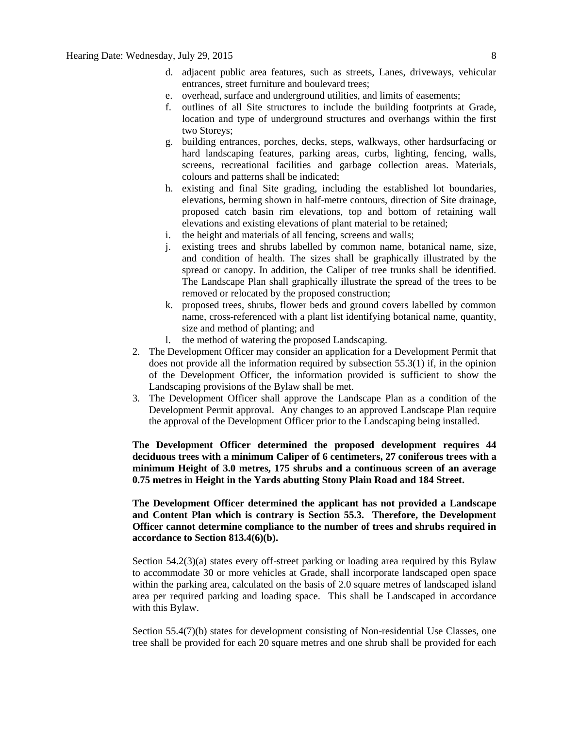d. adjacent public area features, such as streets, Lanes, driveways, vehicular entrances, street furniture and boulevard trees;
e. overhead, surface and underground utilities, and limits of easements;
f. outlines of all Site structures to include the building footprints at Grade, location and type of underground structures and overhangs within the first two Storeys;
g. building entrances, porches, decks, steps, walkways, other hardsurfacing or hard landscaping features, parking areas, curbs, lighting, fencing, walls, screens, recreational facilities and garbage collection areas. Materials, colours and patterns shall be indicated;
h. existing and final Site grading, including the established lot boundaries, elevations, berming shown in half-metre contours, direction of Site drainage, proposed catch basin rim elevations, top and bottom of retaining wall elevations and existing elevations of plant material to be retained;
i. the height and materials of all fencing, screens and walls;
j. existing trees and shrubs labelled by common name, botanical name, size, and condition of health. The sizes shall be graphically illustrated by the spread or canopy. In addition, the Caliper of tree trunks shall be identified. The Landscape Plan shall graphically illustrate the spread of the trees to be removed or relocated by the proposed construction;
k. proposed trees, shrubs, flower beds and ground covers labelled by common name, cross-referenced with a plant list identifying botanical name, quantity, size and method of planting; and
l. the method of watering the proposed Landscaping.

2. The Development Officer may consider an application for a Development Permit that does not provide all the information required by subsection 55.3(1) if, in the opinion of the Development Officer, the information provided is sufficient to show the Landscaping provisions of the Bylaw shall be met.
3. The Development Officer shall approve the Landscape Plan as a condition of the Development Permit approval. Any changes to an approved Landscape Plan require the approval of the Development Officer prior to the Landscaping being installed.

**The Development Officer determined the proposed development requires 44 deciduous trees with a minimum Caliper of 6 centimeters, 27 coniferous trees with a minimum Height of 3.0 metres, 175 shrubs and a continuous screen of an average 0.75 metres in Height in the Yards abutting Stony Plain Road and 184 Street.**

**The Development Officer determined the applicant has not provided a Landscape and Content Plan which is contrary is Section 55.3. Therefore, the Development Officer cannot determine compliance to the number of trees and shrubs required in accordance to Section 813.4(6)(b).**

Section 54.2(3)(a) states every off-street parking or loading area required by this Bylaw to accommodate 30 or more vehicles at Grade, shall incorporate landscaped open space within the parking area, calculated on the basis of 2.0 square metres of landscaped island area per required parking and loading space. This shall be Landscaped in accordance with this Bylaw.

Section 55.4(7)(b) states for development consisting of Non-residential Use Classes, one tree shall be provided for each 20 square metres and one shrub shall be provided for each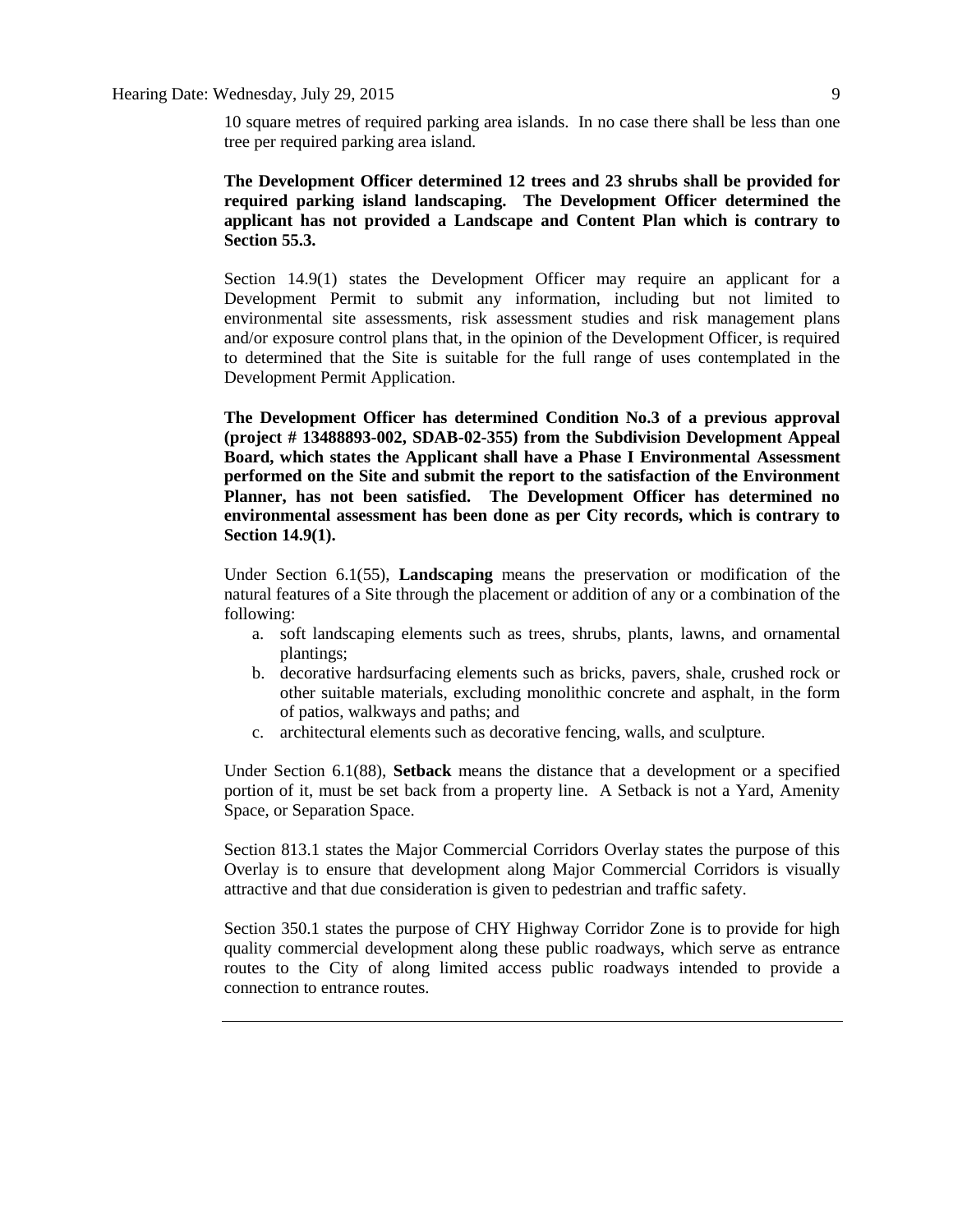10 square metres of required parking area islands. In no case there shall be less than one tree per required parking area island.

**The Development Officer determined 12 trees and 23 shrubs shall be provided for required parking island landscaping. The Development Officer determined the applicant has not provided a Landscape and Content Plan which is contrary to Section 55.3.**

Section 14.9(1) states the Development Officer may require an applicant for a Development Permit to submit any information, including but not limited to environmental site assessments, risk assessment studies and risk management plans and/or exposure control plans that, in the opinion of the Development Officer, is required to determined that the Site is suitable for the full range of uses contemplated in the Development Permit Application.

**The Development Officer has determined Condition No.3 of a previous approval (project # 13488893-002, SDAB-02-355) from the Subdivision Development Appeal Board, which states the Applicant shall have a Phase I Environmental Assessment performed on the Site and submit the report to the satisfaction of the Environment Planner, has not been satisfied. The Development Officer has determined no environmental assessment has been done as per City records, which is contrary to Section 14.9(1).**

Under Section 6.1(55), **Landscaping** means the preservation or modification of the natural features of a Site through the placement or addition of any or a combination of the following:

a. soft landscaping elements such as trees, shrubs, plants, lawns, and ornamental plantings;
b. decorative hardsurfacing elements such as bricks, pavers, shale, crushed rock or other suitable materials, excluding monolithic concrete and asphalt, in the form of patios, walkways and paths; and
c. architectural elements such as decorative fencing, walls, and sculpture.

Under Section 6.1(88), **Setback** means the distance that a development or a specified portion of it, must be set back from a property line. A Setback is not a Yard, Amenity Space, or Separation Space.

Section 813.1 states the Major Commercial Corridors Overlay states the purpose of this Overlay is to ensure that development along Major Commercial Corridors is visually attractive and that due consideration is given to pedestrian and traffic safety.

Section 350.1 states the purpose of CHY Highway Corridor Zone is to provide for high quality commercial development along these public roadways, which serve as entrance routes to the City of along limited access public roadways intended to provide a connection to entrance routes.

---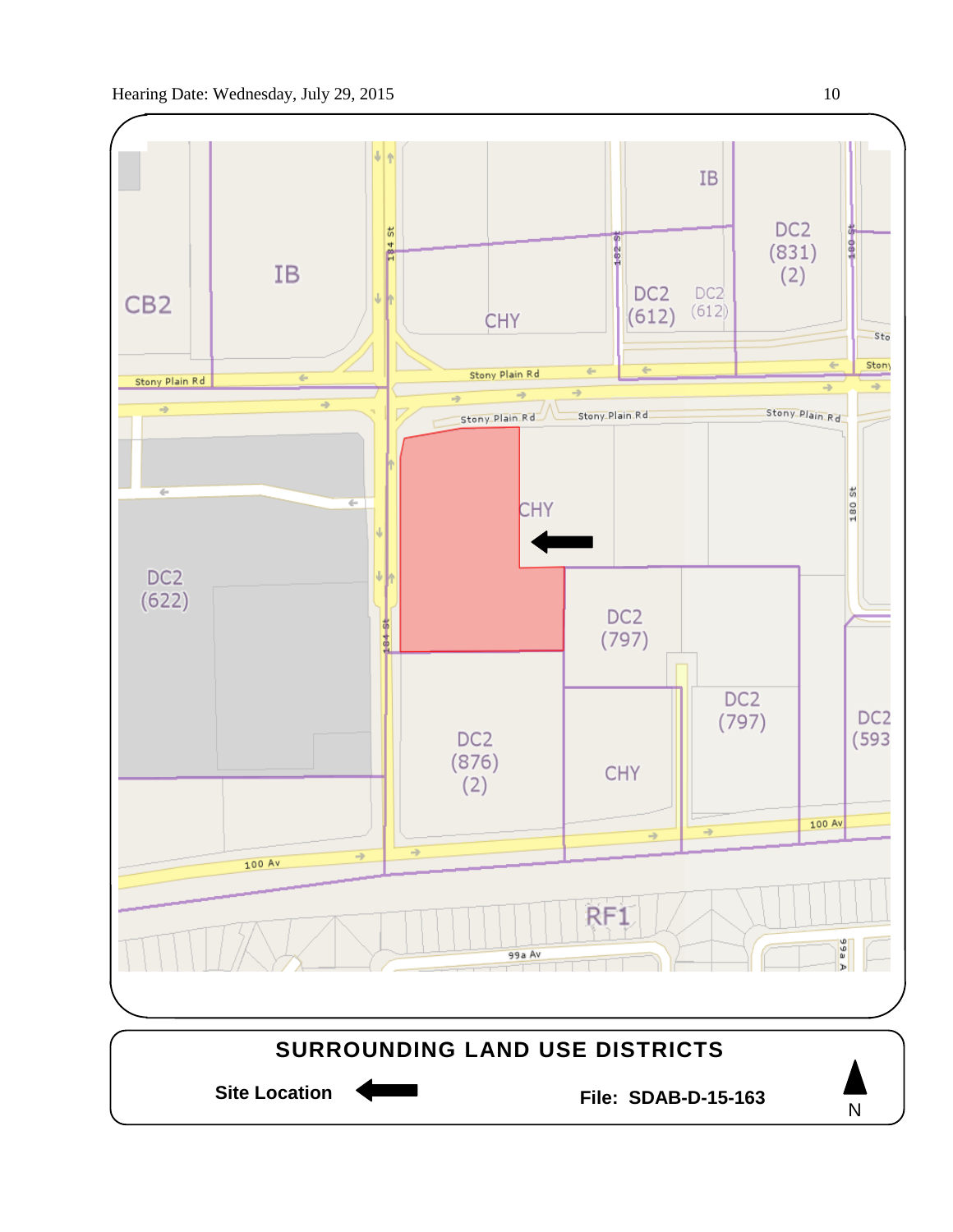## SURROUNDING LAND USE DISTRICTS

**Site Location**

**File: SDAB-D-15-163**

N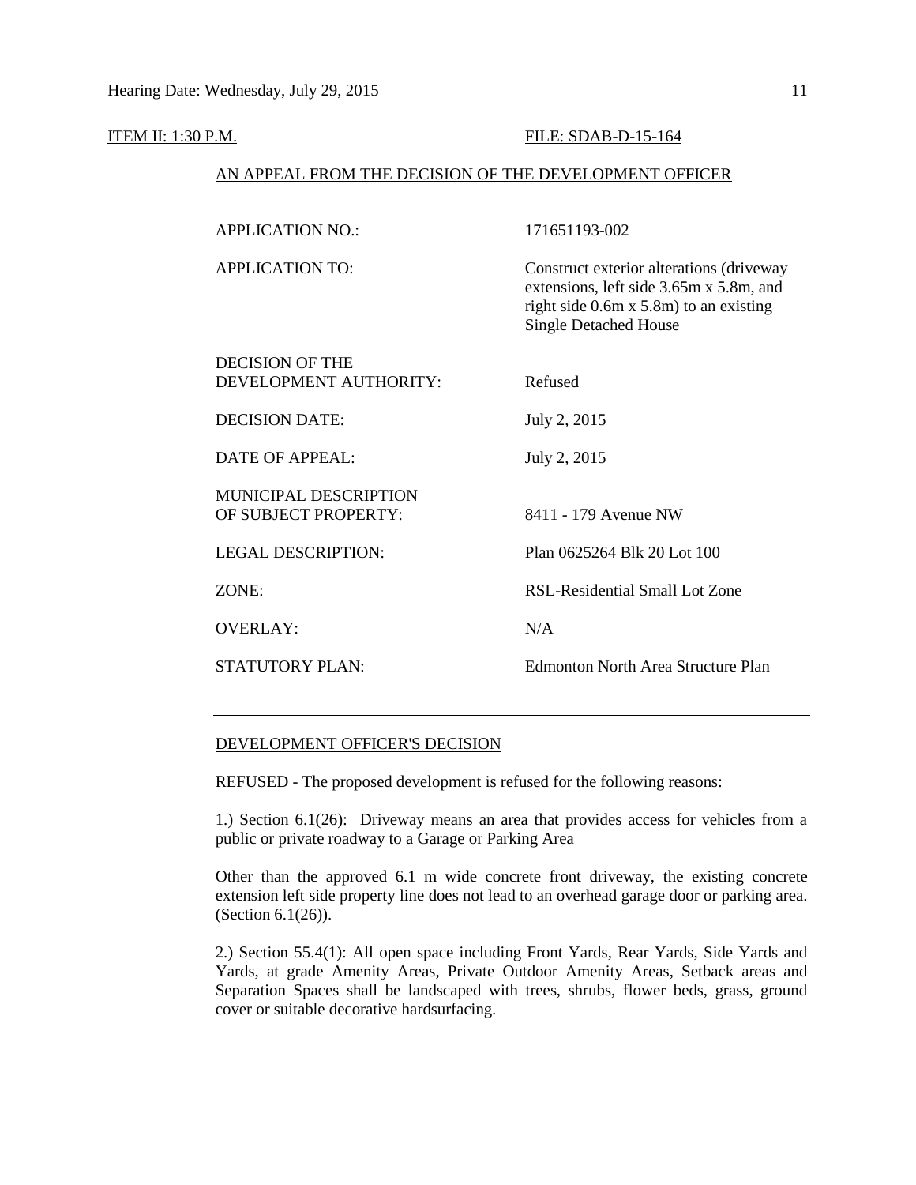ITEM II: 1:30 P.M. FILE: SDAB-D-15-164

AN APPEAL FROM THE DECISION OF THE DEVELOPMENT OFFICER

| | |
|---|---|
| APPLICATION NO.: | 171651193-002 |
| APPLICATION TO: | Construct exterior alterations (driveway extensions, left side 3.65m x 5.8m, and right side 0.6m x 5.8m) to an existing Single Detached House |
| DECISION OF THE DEVELOPMENT AUTHORITY: | Refused |
| DECISION DATE: | July 2, 2015 |
| DATE OF APPEAL: | July 2, 2015 |
| MUNICIPAL DESCRIPTION OF SUBJECT PROPERTY: | 8411 - 179 Avenue NW |
| LEGAL DESCRIPTION: | Plan 0625264 Blk 20 Lot 100 |
| ZONE: | RSL-Residential Small Lot Zone |
| OVERLAY: | N/A |
| STATUTORY PLAN: | Edmonton North Area Structure Plan |

---

DEVELOPMENT OFFICER'S DECISION

REFUSED - The proposed development is refused for the following reasons:

1.) Section 6.1(26): Driveway means an area that provides access for vehicles from a public or private roadway to a Garage or Parking Area

Other than the approved 6.1 m wide concrete front driveway, the existing concrete extension left side property line does not lead to an overhead garage door or parking area. (Section 6.1(26)).

2.) Section 55.4(1): All open space including Front Yards, Rear Yards, Side Yards and Yards, at grade Amenity Areas, Private Outdoor Amenity Areas, Setback areas and Separation Spaces shall be landscaped with trees, shrubs, flower beds, grass, ground cover or suitable decorative hardsurfacing.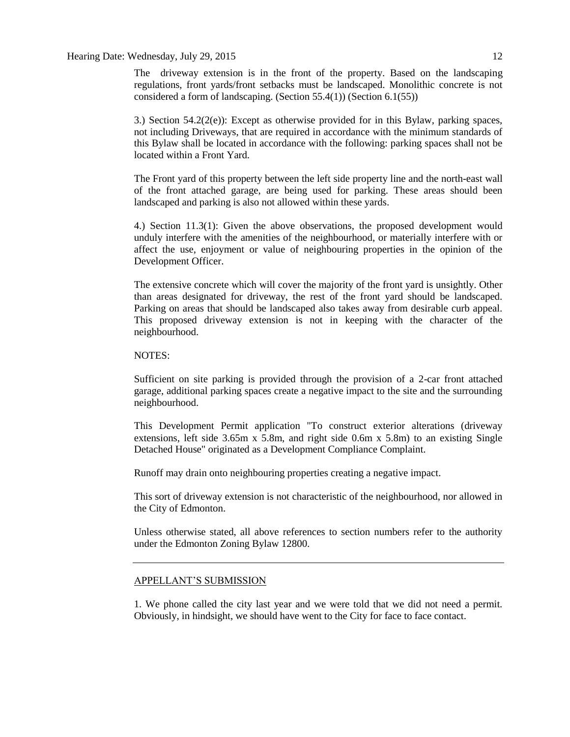The driveway extension is in the front of the property. Based on the landscaping regulations, front yards/front setbacks must be landscaped. Monolithic concrete is not considered a form of landscaping. (Section 55.4(1)) (Section 6.1(55))

3.) Section 54.2(2(e)): Except as otherwise provided for in this Bylaw, parking spaces, not including Driveways, that are required in accordance with the minimum standards of this Bylaw shall be located in accordance with the following: parking spaces shall not be located within a Front Yard.

The Front yard of this property between the left side property line and the north-east wall of the front attached garage, are being used for parking. These areas should been landscaped and parking is also not allowed within these yards.

4.) Section 11.3(1): Given the above observations, the proposed development would unduly interfere with the amenities of the neighbourhood, or materially interfere with or affect the use, enjoyment or value of neighbouring properties in the opinion of the Development Officer.

The extensive concrete which will cover the majority of the front yard is unsightly. Other than areas designated for driveway, the rest of the front yard should be landscaped. Parking on areas that should be landscaped also takes away from desirable curb appeal. This proposed driveway extension is not in keeping with the character of the neighbourhood.

NOTES:

Sufficient on site parking is provided through the provision of a 2-car front attached garage, additional parking spaces create a negative impact to the site and the surrounding neighbourhood.

This Development Permit application "To construct exterior alterations (driveway extensions, left side 3.65m x 5.8m, and right side 0.6m x 5.8m) to an existing Single Detached House" originated as a Development Compliance Complaint.

Runoff may drain onto neighbouring properties creating a negative impact.

This sort of driveway extension is not characteristic of the neighbourhood, nor allowed in the City of Edmonton.

Unless otherwise stated, all above references to section numbers refer to the authority under the Edmonton Zoning Bylaw 12800.

---

APPELLANT'S SUBMISSION

1. We phone called the city last year and we were told that we did not need a permit. Obviously, in hindsight, we should have went to the City for face to face contact.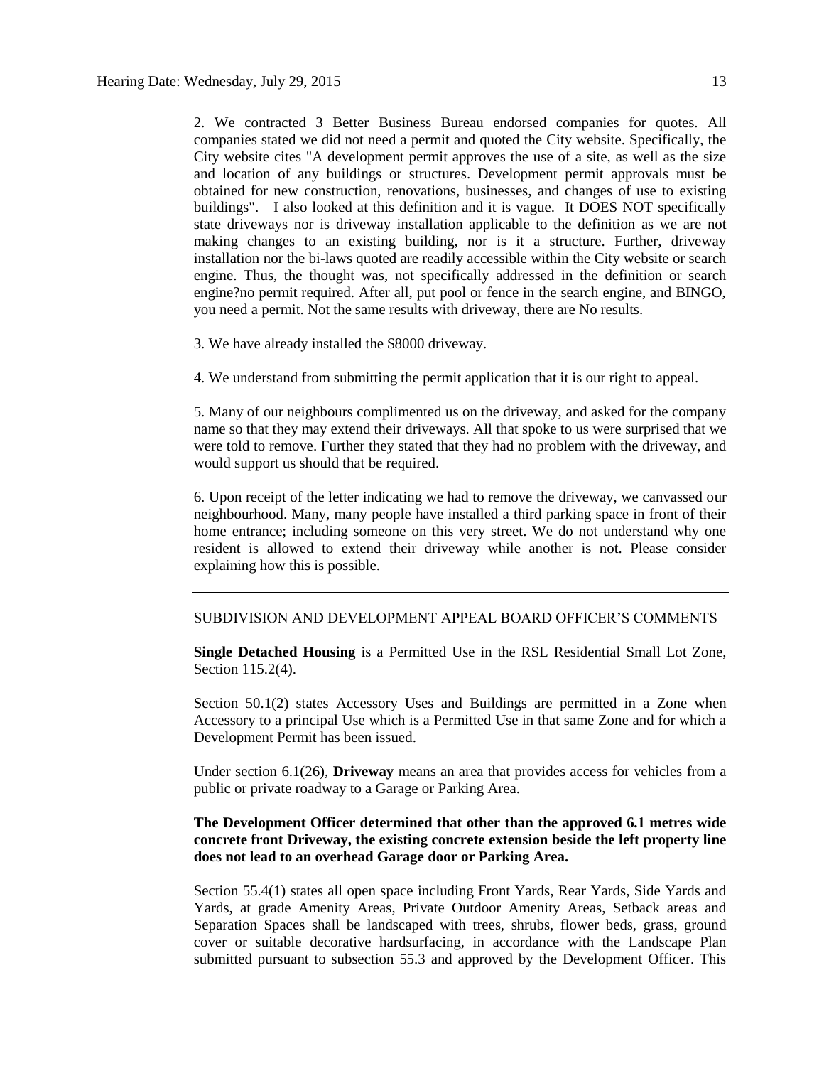2. We contracted 3 Better Business Bureau endorsed companies for quotes. All companies stated we did not need a permit and quoted the City website. Specifically, the City website cites "A development permit approves the use of a site, as well as the size and location of any buildings or structures. Development permit approvals must be obtained for new construction, renovations, businesses, and changes of use to existing buildings". I also looked at this definition and it is vague. It DOES NOT specifically state driveways nor is driveway installation applicable to the definition as we are not making changes to an existing building, nor is it a structure. Further, driveway installation nor the bi-laws quoted are readily accessible within the City website or search engine. Thus, the thought was, not specifically addressed in the definition or search engine?no permit required. After all, put pool or fence in the search engine, and BINGO, you need a permit. Not the same results with driveway, there are No results.

3. We have already installed the $8000 driveway.

4. We understand from submitting the permit application that it is our right to appeal.

5. Many of our neighbours complimented us on the driveway, and asked for the company name so that they may extend their driveways. All that spoke to us were surprised that we were told to remove. Further they stated that they had no problem with the driveway, and would support us should that be required.

6. Upon receipt of the letter indicating we had to remove the driveway, we canvassed our neighbourhood. Many, many people have installed a third parking space in front of their home entrance; including someone on this very street. We do not understand why one resident is allowed to extend their driveway while another is not. Please consider explaining how this is possible.

---

SUBDIVISION AND DEVELOPMENT APPEAL BOARD OFFICER'S COMMENTS

**Single Detached Housing** is a Permitted Use in the RSL Residential Small Lot Zone, Section 115.2(4).

Section 50.1(2) states Accessory Uses and Buildings are permitted in a Zone when Accessory to a principal Use which is a Permitted Use in that same Zone and for which a Development Permit has been issued.

Under section 6.1(26), **Driveway** means an area that provides access for vehicles from a public or private roadway to a Garage or Parking Area.

**The Development Officer determined that other than the approved 6.1 metres wide concrete front Driveway, the existing concrete extension beside the left property line does not lead to an overhead Garage door or Parking Area.**

Section 55.4(1) states all open space including Front Yards, Rear Yards, Side Yards and Yards, at grade Amenity Areas, Private Outdoor Amenity Areas, Setback areas and Separation Spaces shall be landscaped with trees, shrubs, flower beds, grass, ground cover or suitable decorative hardsurfacing, in accordance with the Landscape Plan submitted pursuant to subsection 55.3 and approved by the Development Officer. This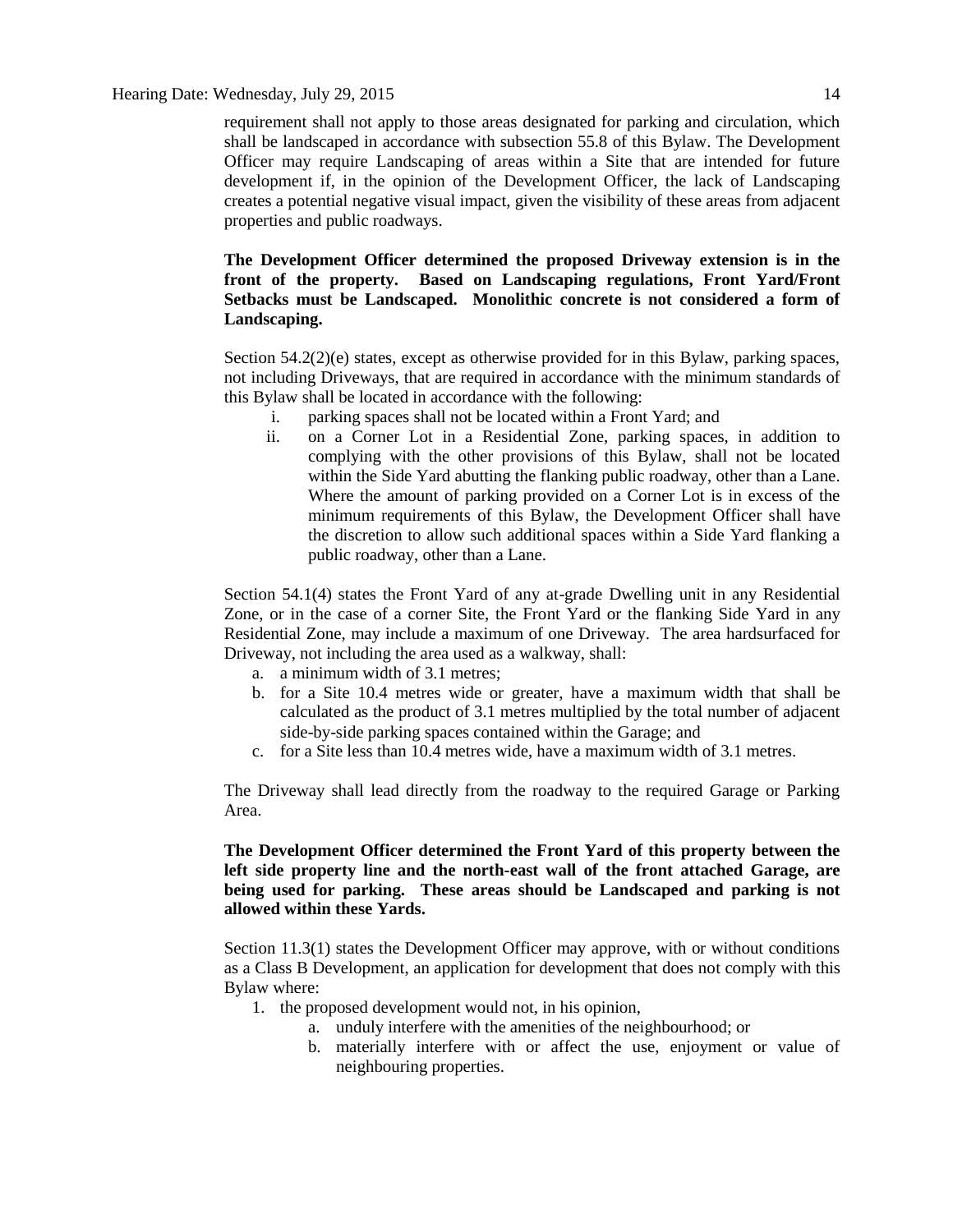requirement shall not apply to those areas designated for parking and circulation, which shall be landscaped in accordance with subsection 55.8 of this Bylaw. The Development Officer may require Landscaping of areas within a Site that are intended for future development if, in the opinion of the Development Officer, the lack of Landscaping creates a potential negative visual impact, given the visibility of these areas from adjacent properties and public roadways.

**The Development Officer determined the proposed Driveway extension is in the front of the property. Based on Landscaping regulations, Front Yard/Front Setbacks must be Landscaped. Monolithic concrete is not considered a form of Landscaping.**

Section 54.2(2)(e) states, except as otherwise provided for in this Bylaw, parking spaces, not including Driveways, that are required in accordance with the minimum standards of this Bylaw shall be located in accordance with the following:

i. parking spaces shall not be located within a Front Yard; and
ii. on a Corner Lot in a Residential Zone, parking spaces, in addition to complying with the other provisions of this Bylaw, shall not be located within the Side Yard abutting the flanking public roadway, other than a Lane. Where the amount of parking provided on a Corner Lot is in excess of the minimum requirements of this Bylaw, the Development Officer shall have the discretion to allow such additional spaces within a Side Yard flanking a public roadway, other than a Lane.

Section 54.1(4) states the Front Yard of any at-grade Dwelling unit in any Residential Zone, or in the case of a corner Site, the Front Yard or the flanking Side Yard in any Residential Zone, may include a maximum of one Driveway. The area hardsurfaced for Driveway, not including the area used as a walkway, shall:

a. a minimum width of 3.1 metres;
b. for a Site 10.4 metres wide or greater, have a maximum width that shall be calculated as the product of 3.1 metres multiplied by the total number of adjacent side-by-side parking spaces contained within the Garage; and
c. for a Site less than 10.4 metres wide, have a maximum width of 3.1 metres.

The Driveway shall lead directly from the roadway to the required Garage or Parking Area.

**The Development Officer determined the Front Yard of this property between the left side property line and the north-east wall of the front attached Garage, are being used for parking. These areas should be Landscaped and parking is not allowed within these Yards.**

Section 11.3(1) states the Development Officer may approve, with or without conditions as a Class B Development, an application for development that does not comply with this Bylaw where:

1. the proposed development would not, in his opinion,
    a. unduly interfere with the amenities of the neighbourhood; or
    b. materially interfere with or affect the use, enjoyment or value of neighbouring properties.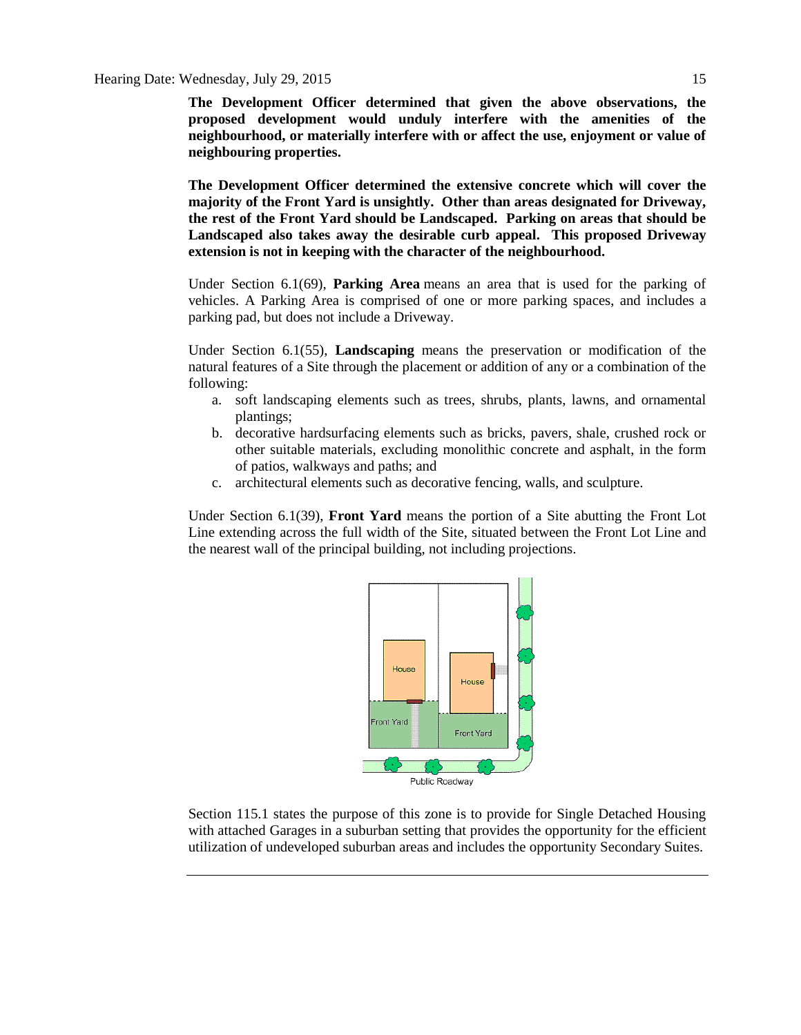**The Development Officer determined that given the above observations, the proposed development would unduly interfere with the amenities of the neighbourhood, or materially interfere with or affect the use, enjoyment or value of neighbouring properties.**

**The Development Officer determined the extensive concrete which will cover the majority of the Front Yard is unsightly. Other than areas designated for Driveway, the rest of the Front Yard should be Landscaped. Parking on areas that should be Landscaped also takes away the desirable curb appeal. This proposed Driveway extension is not in keeping with the character of the neighbourhood.**

Under Section 6.1(69), **Parking Area** means an area that is used for the parking of vehicles. A Parking Area is comprised of one or more parking spaces, and includes a parking pad, but does not include a Driveway.

Under Section 6.1(55), **Landscaping** means the preservation or modification of the natural features of a Site through the placement or addition of any or a combination of the following:

a. soft landscaping elements such as trees, shrubs, plants, lawns, and ornamental plantings;
b. decorative hardsurfacing elements such as bricks, pavers, shale, crushed rock or other suitable materials, excluding monolithic concrete and asphalt, in the form of patios, walkways and paths; and
c. architectural elements such as decorative fencing, walls, and sculpture.

Under Section 6.1(39), **Front Yard** means the portion of a Site abutting the Front Lot Line extending across the full width of the Site, situated between the Front Lot Line and the nearest wall of the principal building, not including projections.

Section 115.1 states the purpose of this zone is to provide for Single Detached Housing with attached Garages in a suburban setting that provides the opportunity for the efficient utilization of undeveloped suburban areas and includes the opportunity Secondary Suites.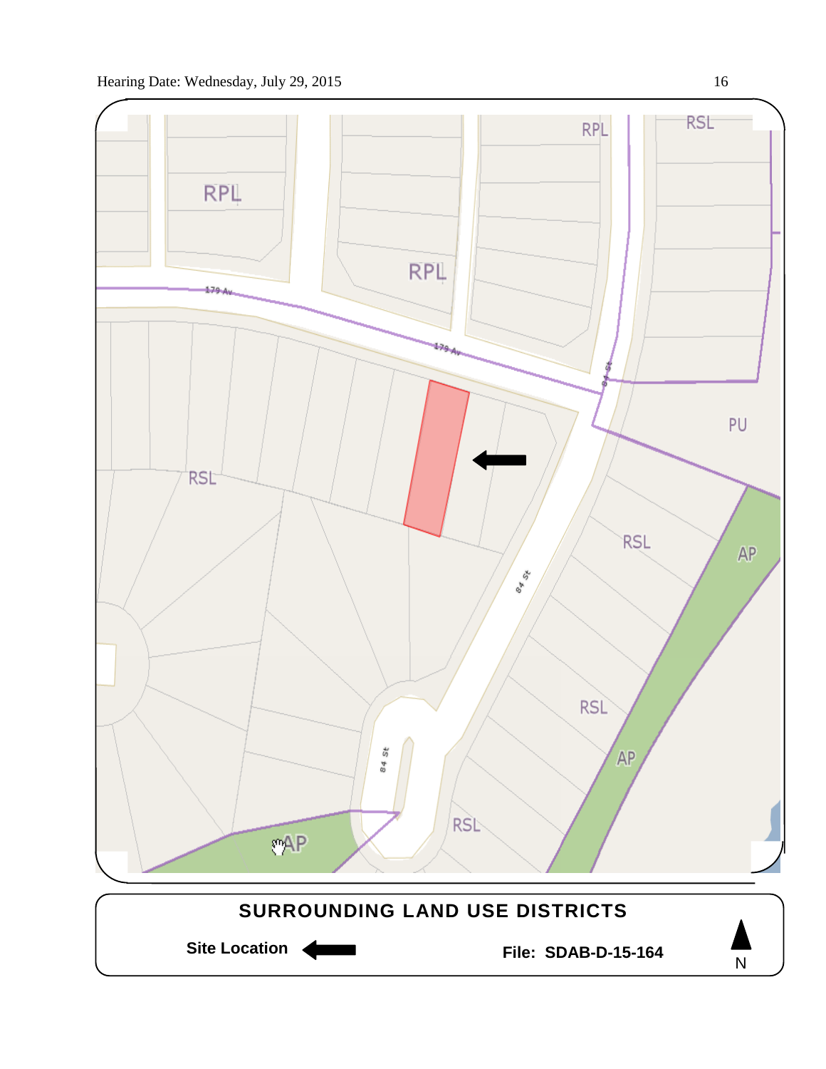**SURROUNDING LAND USE DISTRICTS**

**Site Location**

**File: SDAB-D-15-164**

N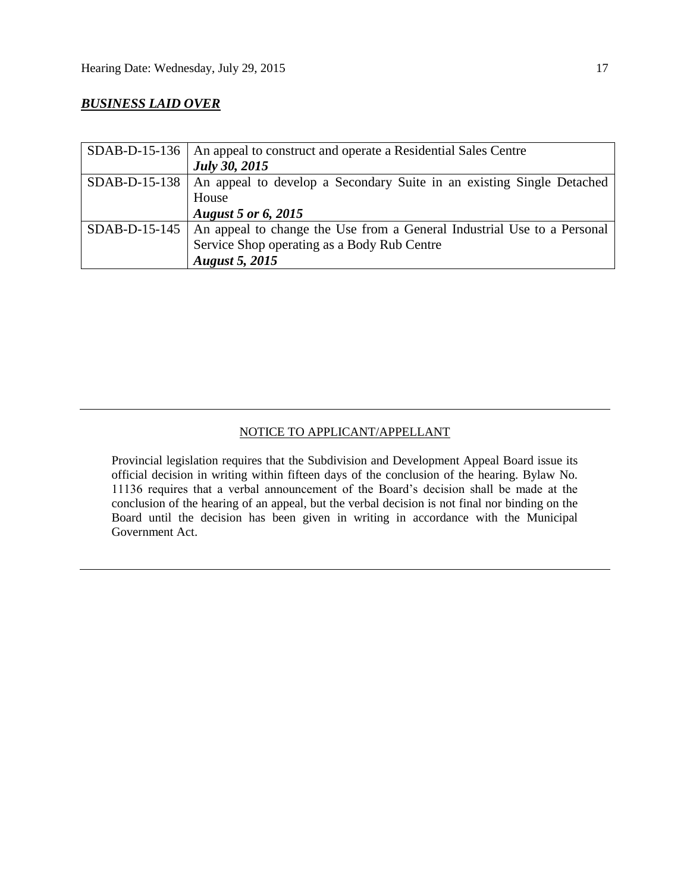***BUSINESS LAID OVER***

| | |
|---|---|
| SDAB-D-15-136 | An appeal to construct and operate a Residential Sales Centre<br>***July 30, 2015*** |
| SDAB-D-15-138 | An appeal to develop a Secondary Suite in an existing Single Detached House<br>***August 5 or 6, 2015*** |
| SDAB-D-15-145 | An appeal to change the Use from a General Industrial Use to a Personal Service Shop operating as a Body Rub Centre<br>***August 5, 2015*** |

---

NOTICE TO APPLICANT/APPELLANT

Provincial legislation requires that the Subdivision and Development Appeal Board issue its official decision in writing within fifteen days of the conclusion of the hearing. Bylaw No. 11136 requires that a verbal announcement of the Board's decision shall be made at the conclusion of the hearing of an appeal, but the verbal decision is not final nor binding on the Board until the decision has been given in writing in accordance with the Municipal Government Act.

---